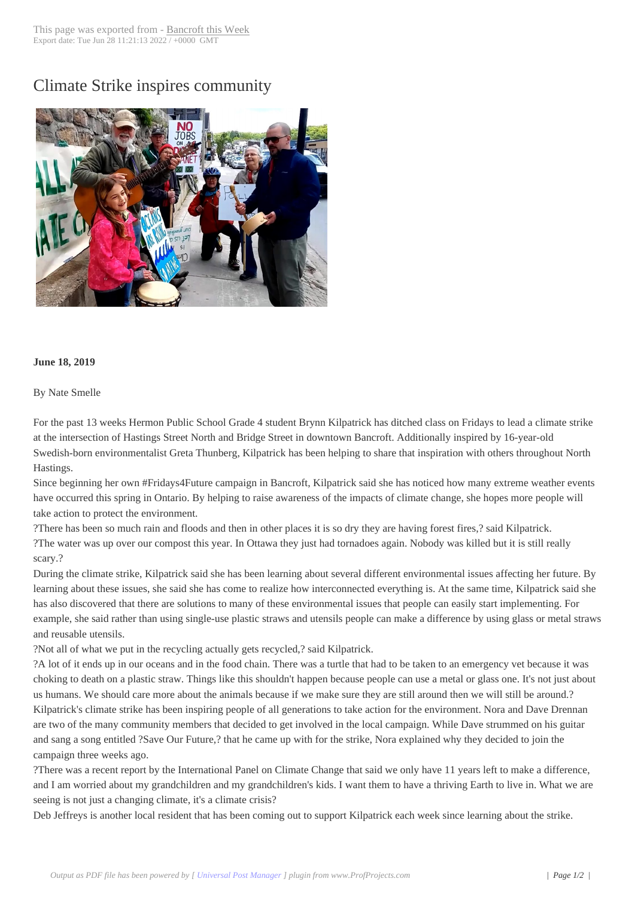# Climate Strike inspires community

**June 18, 2019**

By Nate Smelle

For the past 13 weeks Hermon Public School Grade 4 student Brynn Kilpatrick has ditched class on Fridays to lead a climate strike at the intersection of Hastings Street North and Bridge Street in downtown Bancroft. Additionally inspired by 16-year-old Swedish-born environmentalist Greta Thunberg, Kilpatrick has been helping to share that inspiration with others throughout North Hastings.

Since beginning her own #Fridays4Future campaign in Bancroft, Kilpatrick said she has noticed how many extreme weather events have occurred this spring in Ontario. By helping to raise awareness of the impacts of climate change, she hopes more people will take action to protect the environment.

?There has been so much rain and floods and then in other places it is so dry they are having forest fires,? said Kilpatrick.

?The water was up over our compost this year. In Ottawa they just had tornadoes again. Nobody was killed but it is still really scary.?

During the climate strike, Kilpatrick said she has been learning about several different environmental issues affecting her future. By learning about these issues, she said she has come to realize how interconnected everything is. At the same time, Kilpatrick said she has also discovered that there are solutions to many of these environmental issues that people can easily start implementing. For example, she said rather than using single-use plastic straws and utensils people can make a difference by using glass or metal straws and reusable utensils.

?Not all of what we put in the recycling actually gets recycled,? said Kilpatrick.

?A lot of it ends up in our oceans and in the food chain. There was a turtle that had to be taken to an emergency vet because it was choking to death on a plastic straw. Things like this shouldn't happen because people can use a metal or glass one. It's not just about us humans. We should care more about the animals because if we make sure they are still around then we will still be around.?

Kilpatrick's climate strike has been inspiring people of all generations to take action for the environment. Nora and Dave Drennan are two of the many community members that decided to get involved in the local campaign. While Dave strummed on his guitar and sang a song entitled ?Save Our Future,? that he came up with for the strike, Nora explained why they decided to join the campaign three weeks ago.

?There was a recent report by the International Panel on Climate Change that said we only have 11 years left to make a difference, and I am worried about my grandchildren and my grandchildren's kids. I want them to have a thriving Earth to live in. What we are seeing is not just a changing climate, it's a climate crisis?

Deb Jeffreys is another local resident that has been coming out to support Kilpatrick each week since learning about the strike.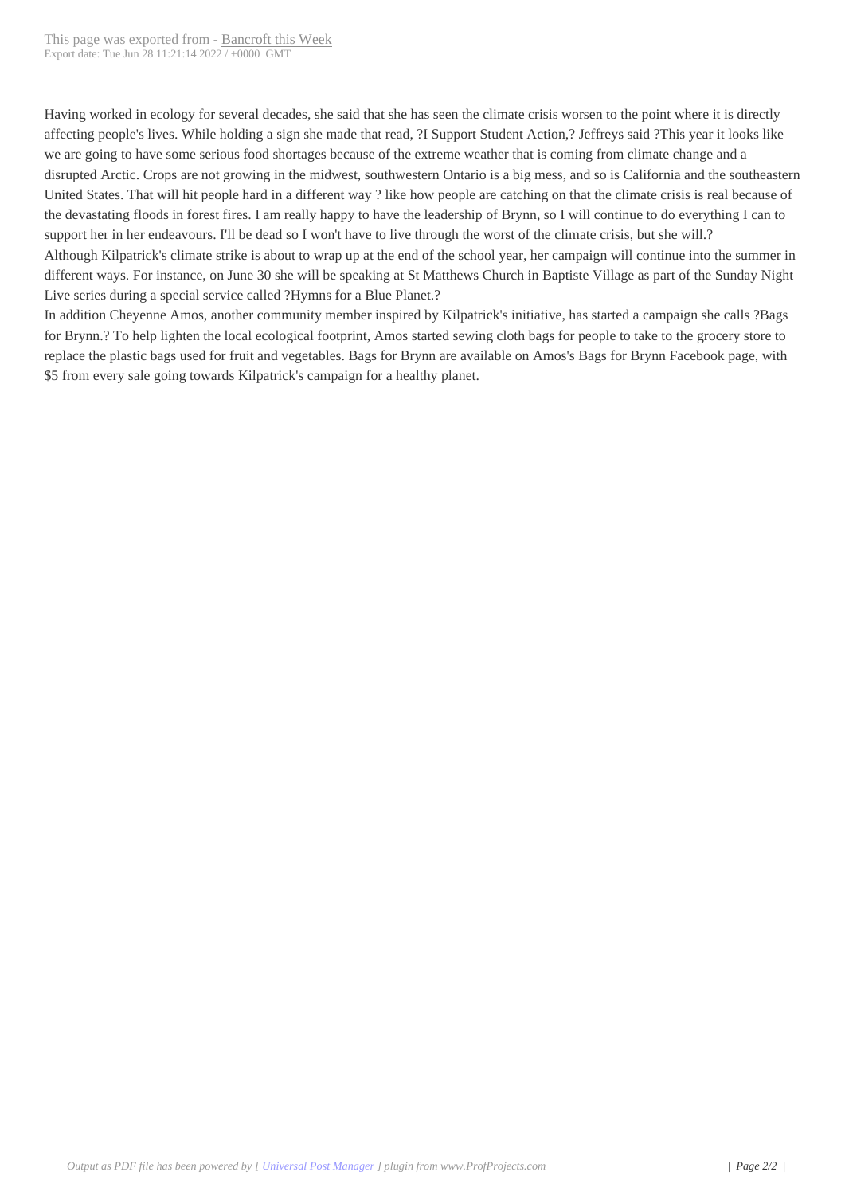Having worked in ecology for several decades, she said that she has seen the climate crisis worsen to the point where it is directly affecting people's lives. While holding a sign she made that read, ?I Support Student Action,? Jeffreys said ?This year it looks like we are going to have some serious food shortages because of the extreme weather that is coming from climate change and a disrupted Arctic. Crops are not growing in the midwest, southwestern Ontario is a big mess, and so is California and the southeastern United States. That will hit people hard in a different way ? like how people are catching on that the climate crisis is real because of the devastating floods in forest fires. I am really happy to have the leadership of Brynn, so I will continue to do everything I can to support her in her endeavours. I'll be dead so I won't have to live through the worst of the climate crisis, but she will.?

Although Kilpatrick's climate strike is about to wrap up at the end of the school year, her campaign will continue into the summer in different ways. For instance, on June 30 she will be speaking at St Matthews Church in Baptiste Village as part of the Sunday Night Live series during a special service called ?Hymns for a Blue Planet.?

In addition Cheyenne Amos, another community member inspired by Kilpatrick's initiative, has started a campaign she calls ?Bags for Brynn.? To help lighten the local ecological footprint, Amos started sewing cloth bags for people to take to the grocery store to replace the plastic bags used for fruit and vegetables. Bags for Brynn are available on Amos's Bags for Brynn Facebook page, with $5 from every sale going towards Kilpatrick's campaign for a healthy planet.